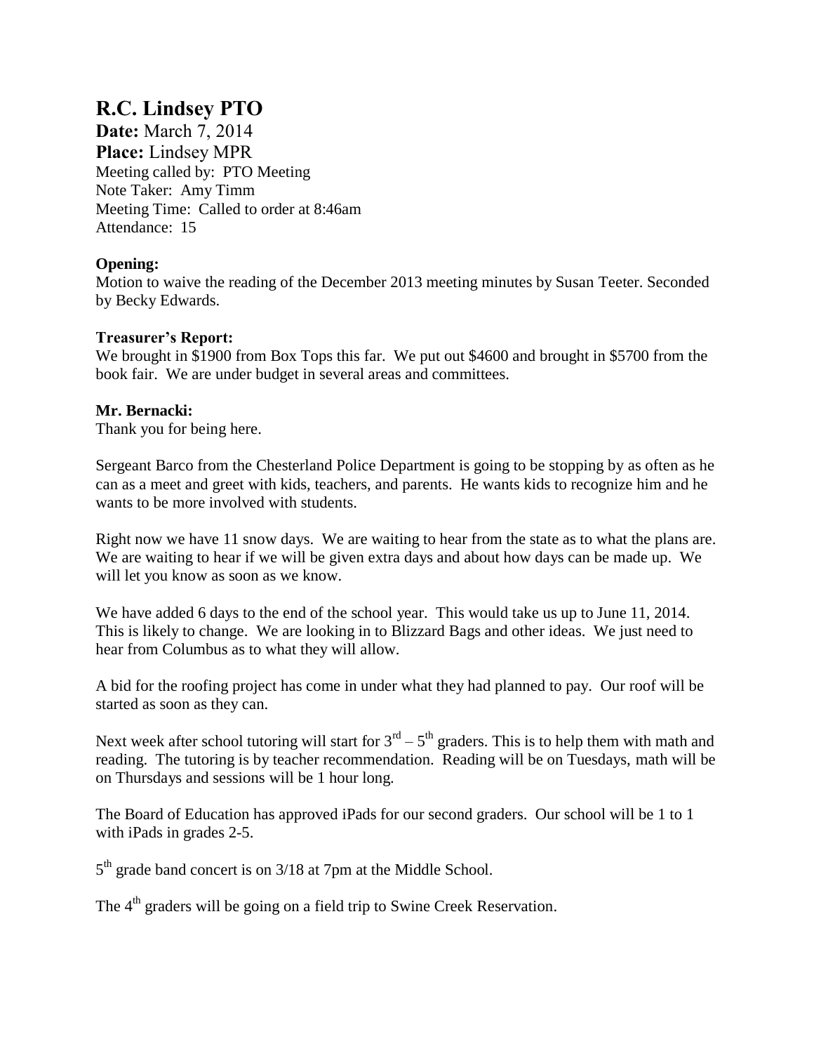# R.C. Lindsey PTO

**Date:** March 7, 2014
**Place:** Lindsey MPR
Meeting called by: PTO Meeting
Note Taker: Amy Timm
Meeting Time: Called to order at 8:46am
Attendance: 15

**Opening:**
Motion to waive the reading of the December 2013 meeting minutes by Susan Teeter. Seconded by Becky Edwards.

**Treasurer's Report:**
We brought in $1900 from Box Tops this far. We put out $4600 and brought in $5700 from the book fair. We are under budget in several areas and committees.

**Mr. Bernacki:**
Thank you for being here.

Sergeant Barco from the Chesterland Police Department is going to be stopping by as often as he can as a meet and greet with kids, teachers, and parents. He wants kids to recognize him and he wants to be more involved with students.

Right now we have 11 snow days. We are waiting to hear from the state as to what the plans are. We are waiting to hear if we will be given extra days and about how days can be made up. We will let you know as soon as we know.

We have added 6 days to the end of the school year. This would take us up to June 11, 2014. This is likely to change. We are looking in to Blizzard Bags and other ideas. We just need to hear from Columbus as to what they will allow.

A bid for the roofing project has come in under what they had planned to pay. Our roof will be started as soon as they can.

Next week after school tutoring will start for 3rd – 5th graders. This is to help them with math and reading. The tutoring is by teacher recommendation. Reading will be on Tuesdays, math will be on Thursdays and sessions will be 1 hour long.

The Board of Education has approved iPads for our second graders. Our school will be 1 to 1 with iPads in grades 2-5.

5th grade band concert is on 3/18 at 7pm at the Middle School.

The 4th graders will be going on a field trip to Swine Creek Reservation.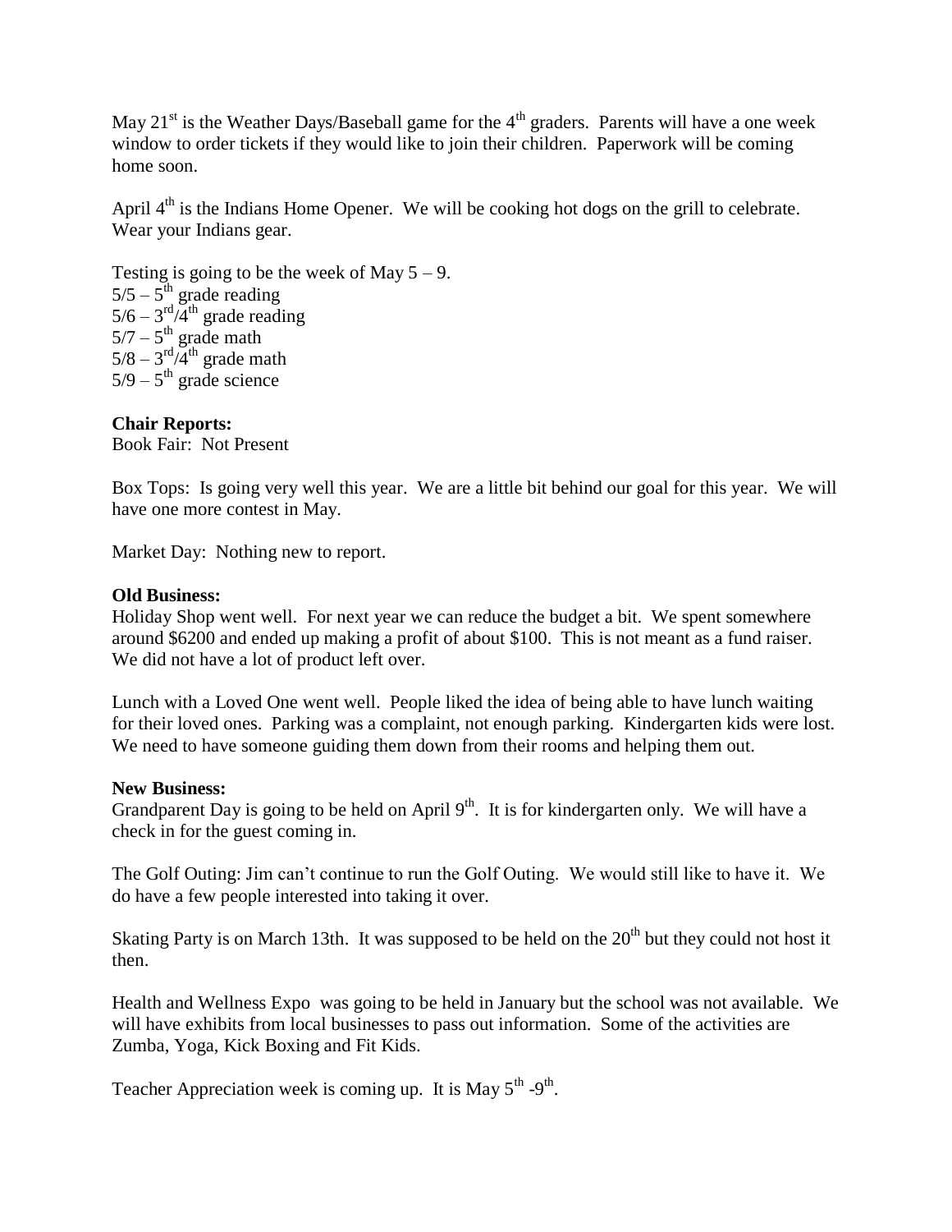May 21st is the Weather Days/Baseball game for the 4th graders. Parents will have a one week window to order tickets if they would like to join their children. Paperwork will be coming home soon.

April 4th is the Indians Home Opener. We will be cooking hot dogs on the grill to celebrate. Wear your Indians gear.

Testing is going to be the week of May 5 – 9.
5/5 – 5th grade reading
5/6 – 3rd/4th grade reading
5/7 – 5th grade math
5/8 – 3rd/4th grade math
5/9 – 5th grade science

**Chair Reports:**
Book Fair: Not Present

Box Tops: Is going very well this year. We are a little bit behind our goal for this year. We will have one more contest in May.

Market Day: Nothing new to report.

**Old Business:**
Holiday Shop went well. For next year we can reduce the budget a bit. We spent somewhere around $6200 and ended up making a profit of about $100. This is not meant as a fund raiser. We did not have a lot of product left over.

Lunch with a Loved One went well. People liked the idea of being able to have lunch waiting for their loved ones. Parking was a complaint, not enough parking. Kindergarten kids were lost. We need to have someone guiding them down from their rooms and helping them out.

**New Business:**
Grandparent Day is going to be held on April 9th. It is for kindergarten only. We will have a check in for the guest coming in.

The Golf Outing: Jim can't continue to run the Golf Outing. We would still like to have it. We do have a few people interested into taking it over.

Skating Party is on March 13th. It was supposed to be held on the 20th but they could not host it then.

Health and Wellness Expo was going to be held in January but the school was not available. We will have exhibits from local businesses to pass out information. Some of the activities are Zumba, Yoga, Kick Boxing and Fit Kids.

Teacher Appreciation week is coming up. It is May 5th -9th.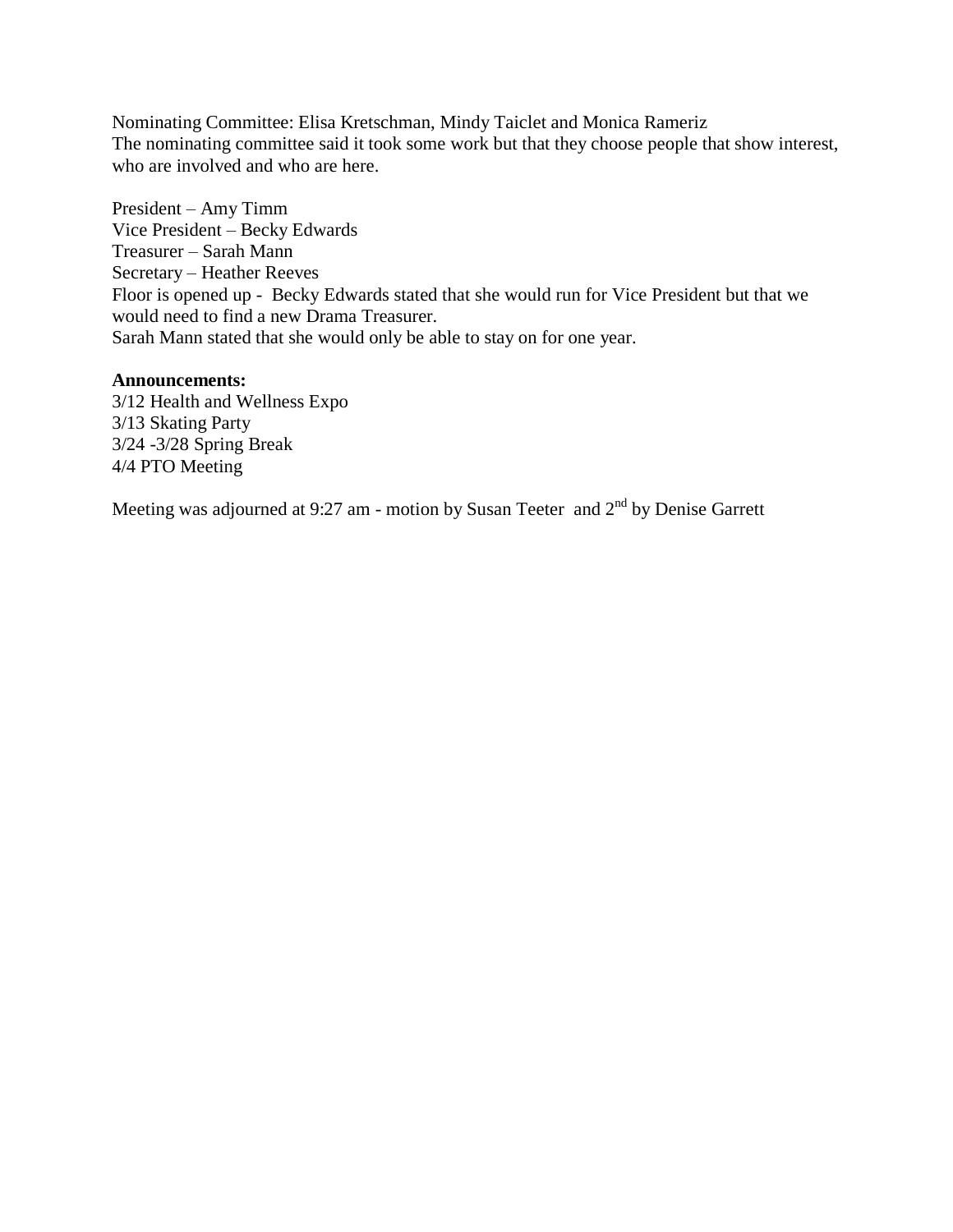Nominating Committee: Elisa Kretschman, Mindy Taiclet and Monica Rameriz
The nominating committee said it took some work but that they choose people that show interest, who are involved and who are here.

President – Amy Timm
Vice President – Becky Edwards
Treasurer – Sarah Mann
Secretary – Heather Reeves
Floor is opened up - Becky Edwards stated that she would run for Vice President but that we would need to find a new Drama Treasurer.
Sarah Mann stated that she would only be able to stay on for one year.

**Announcements:**
3/12 Health and Wellness Expo
3/13 Skating Party
3/24 -3/28 Spring Break
4/4 PTO Meeting

Meeting was adjourned at 9:27 am - motion by Susan Teeter and 2nd by Denise Garrett